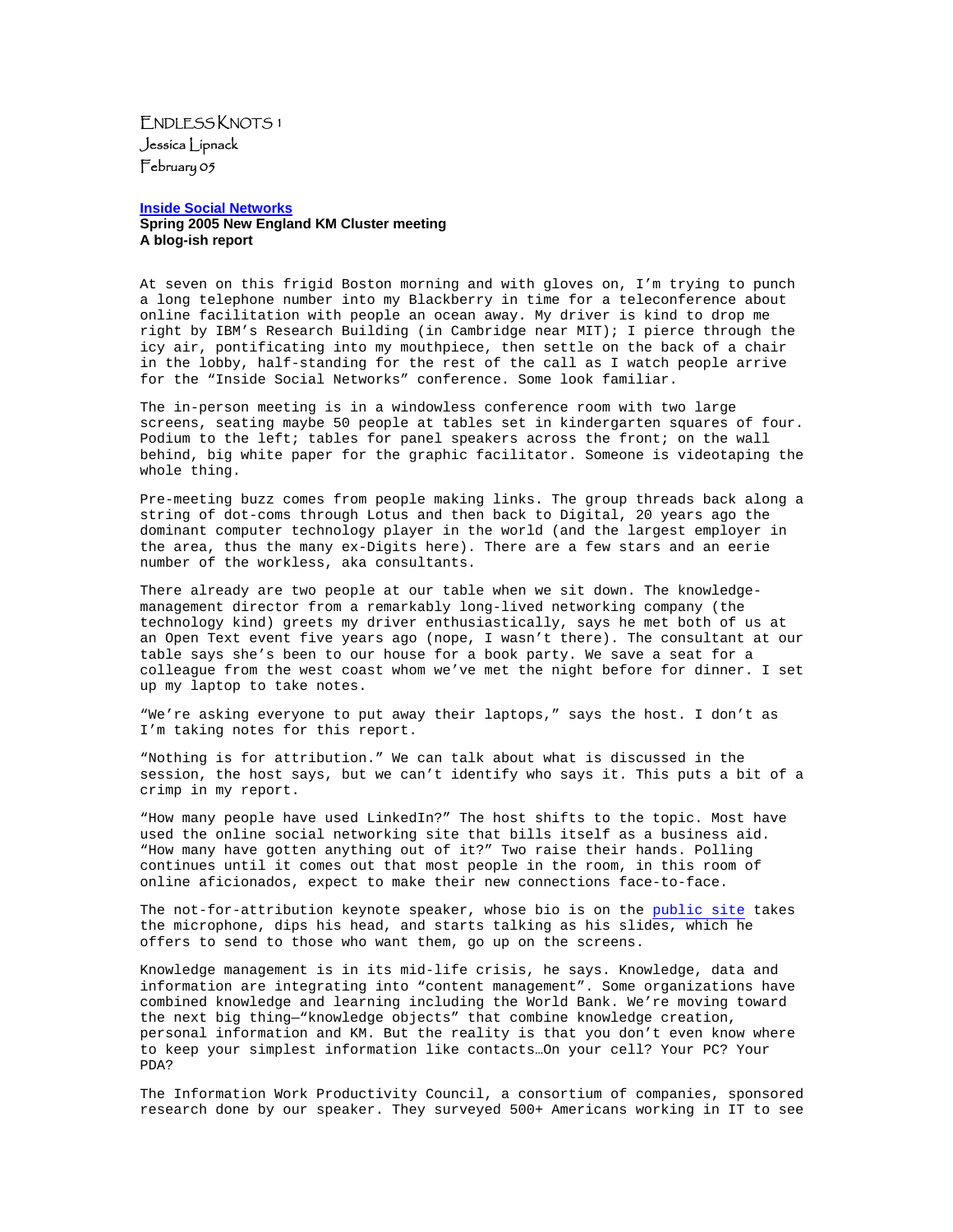ENDLESS KNOTS 1
Jessica Lipnack
February 05

**Inside Social Networks**
**Spring 2005 New England KM Cluster meeting**
**A blog-ish report**

At seven on this frigid Boston morning and with gloves on, I'm trying to punch a long telephone number into my Blackberry in time for a teleconference about online facilitation with people an ocean away. My driver is kind to drop me right by IBM's Research Building (in Cambridge near MIT); I pierce through the icy air, pontificating into my mouthpiece, then settle on the back of a chair in the lobby, half-standing for the rest of the call as I watch people arrive for the "Inside Social Networks" conference. Some look familiar.

The in-person meeting is in a windowless conference room with two large screens, seating maybe 50 people at tables set in kindergarten squares of four. Podium to the left; tables for panel speakers across the front; on the wall behind, big white paper for the graphic facilitator. Someone is videotaping the whole thing.

Pre-meeting buzz comes from people making links. The group threads back along a string of dot-coms through Lotus and then back to Digital, 20 years ago the dominant computer technology player in the world (and the largest employer in the area, thus the many ex-Digits here). There are a few stars and an eerie number of the workless, aka consultants.

There already are two people at our table when we sit down. The knowledge-management director from a remarkably long-lived networking company (the technology kind) greets my driver enthusiastically, says he met both of us at an Open Text event five years ago (nope, I wasn't there). The consultant at our table says she's been to our house for a book party. We save a seat for a colleague from the west coast whom we've met the night before for dinner. I set up my laptop to take notes.

"We're asking everyone to put away their laptops," says the host. I don't as I'm taking notes for this report.

"Nothing is for attribution." We can talk about what is discussed in the session, the host says, but we can't identify who says it. This puts a bit of a crimp in my report.

"How many people have used LinkedIn?" The host shifts to the topic. Most have used the online social networking site that bills itself as a business aid. "How many have gotten anything out of it?" Two raise their hands. Polling continues until it comes out that most people in the room, in this room of online aficionados, expect to make their new connections face-to-face.

The not-for-attribution keynote speaker, whose bio is on the public site takes the microphone, dips his head, and starts talking as his slides, which he offers to send to those who want them, go up on the screens.

Knowledge management is in its mid-life crisis, he says. Knowledge, data and information are integrating into "content management". Some organizations have combined knowledge and learning including the World Bank. We're moving toward the next big thing—"knowledge objects" that combine knowledge creation, personal information and KM. But the reality is that you don't even know where to keep your simplest information like contacts…On your cell? Your PC? Your PDA?

The Information Work Productivity Council, a consortium of companies, sponsored research done by our speaker. They surveyed 500+ Americans working in IT to see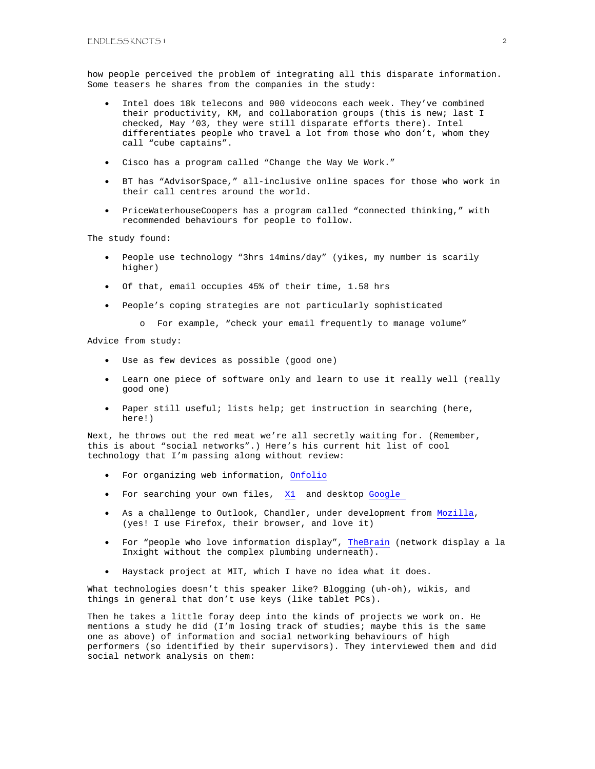how people perceived the problem of integrating all this disparate information. Some teasers he shares from the companies in the study:

- Intel does 18k telecons and 900 videocons each week. They've combined their productivity, KM, and collaboration groups (this is new; last I checked, May '03, they were still disparate efforts there). Intel differentiates people who travel a lot from those who don't, whom they call "cube captains".
- Cisco has a program called "Change the Way We Work."
- BT has "AdvisorSpace," all-inclusive online spaces for those who work in their call centres around the world.
- PriceWaterhouseCoopers has a program called "connected thinking," with recommended behaviours for people to follow.

The study found:

- People use technology "3hrs 14mins/day" (yikes, my number is scarily higher)
- Of that, email occupies 45% of their time, 1.58 hrs
- People's coping strategies are not particularly sophisticated
  - For example, "check your email frequently to manage volume"

Advice from study:

- Use as few devices as possible (good one)
- Learn one piece of software only and learn to use it really well (really good one)
- Paper still useful; lists help; get instruction in searching (here, here!)

Next, he throws out the red meat we're all secretly waiting for. (Remember, this is about "social networks".) Here's his current hit list of cool technology that I'm passing along without review:

- For organizing web information, Onfolio
- For searching your own files, X1 and desktop Google
- As a challenge to Outlook, Chandler, under development from Mozilla, (yes! I use Firefox, their browser, and love it)
- For "people who love information display", TheBrain (network display a la Inxight without the complex plumbing underneath).
- Haystack project at MIT, which I have no idea what it does.

What technologies doesn't this speaker like? Blogging (uh-oh), wikis, and things in general that don't use keys (like tablet PCs).

Then he takes a little foray deep into the kinds of projects we work on. He mentions a study he did (I'm losing track of studies; maybe this is the same one as above) of information and social networking behaviours of high performers (so identified by their supervisors). They interviewed them and did social network analysis on them: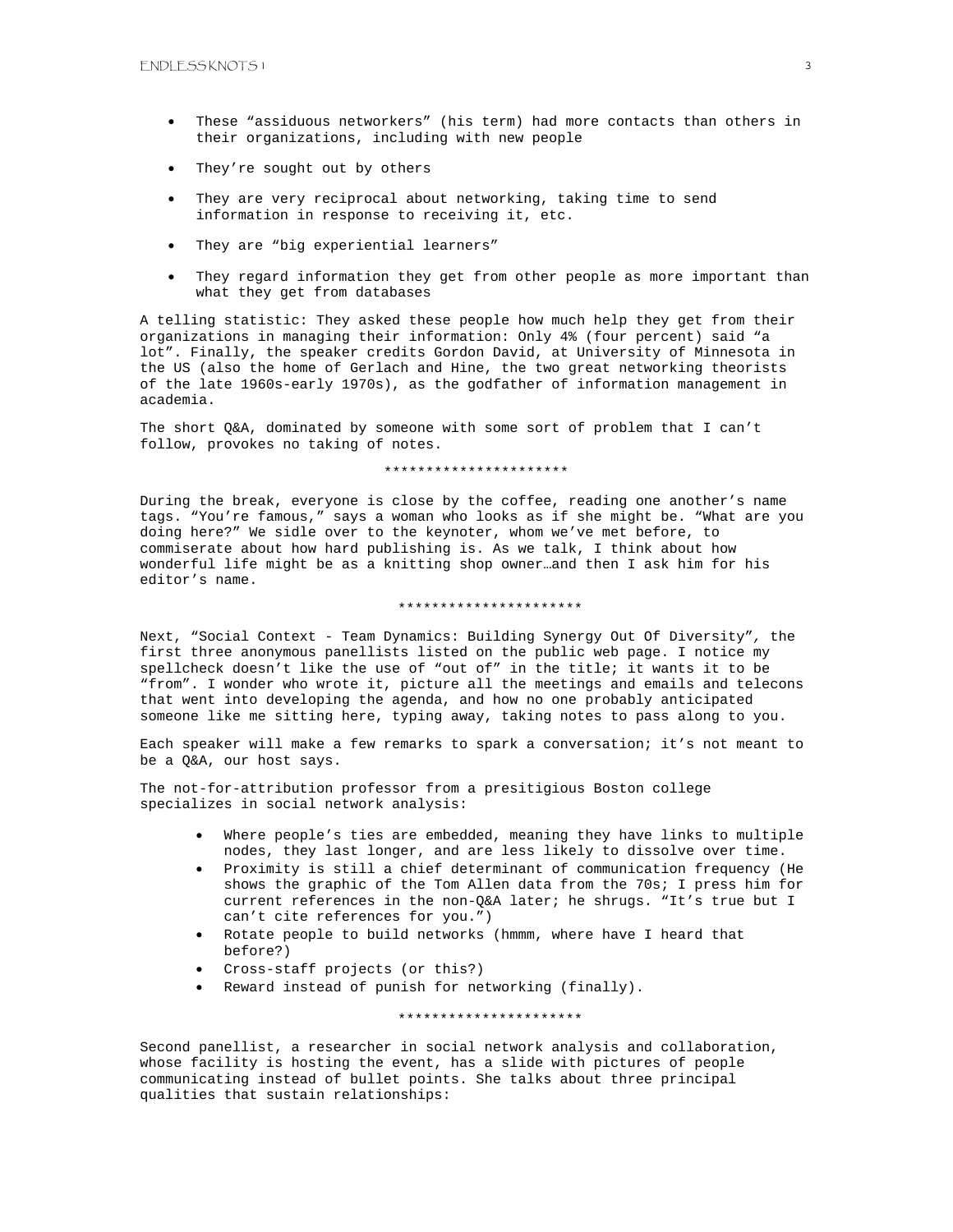- These "assiduous networkers" (his term) had more contacts than others in their organizations, including with new people
- They're sought out by others
- They are very reciprocal about networking, taking time to send information in response to receiving it, etc.
- They are "big experiential learners"
- They regard information they get from other people as more important than what they get from databases

A telling statistic: They asked these people how much help they get from their organizations in managing their information: Only 4% (four percent) said "a lot". Finally, the speaker credits Gordon David, at University of Minnesota in the US (also the home of Gerlach and Hine, the two great networking theorists of the late 1960s-early 1970s), as the godfather of information management in academia.

The short Q&A, dominated by someone with some sort of problem that I can't follow, provokes no taking of notes.

**********************

During the break, everyone is close by the coffee, reading one another's name tags. "You're famous," says a woman who looks as if she might be. "What are you doing here?" We sidle over to the keynoter, whom we've met before, to commiserate about how hard publishing is. As we talk, I think about how wonderful life might be as a knitting shop owner…and then I ask him for his editor's name.

**********************

Next, "Social Context - Team Dynamics: Building Synergy Out Of Diversity", the first three anonymous panellists listed on the public web page. I notice my spellcheck doesn't like the use of "out of" in the title; it wants it to be "from". I wonder who wrote it, picture all the meetings and emails and telecons that went into developing the agenda, and how no one probably anticipated someone like me sitting here, typing away, taking notes to pass along to you.

Each speaker will make a few remarks to spark a conversation; it's not meant to be a Q&A, our host says.

The not-for-attribution professor from a presitigious Boston college specializes in social network analysis:

- Where people's ties are embedded, meaning they have links to multiple nodes, they last longer, and are less likely to dissolve over time.
- Proximity is still a chief determinant of communication frequency (He shows the graphic of the Tom Allen data from the 70s; I press him for current references in the non-Q&A later; he shrugs. "It's true but I can't cite references for you.")
- Rotate people to build networks (hmmm, where have I heard that before?)
- Cross-staff projects (or this?)
- Reward instead of punish for networking (finally).

**********************

Second panellist, a researcher in social network analysis and collaboration, whose facility is hosting the event, has a slide with pictures of people communicating instead of bullet points. She talks about three principal qualities that sustain relationships: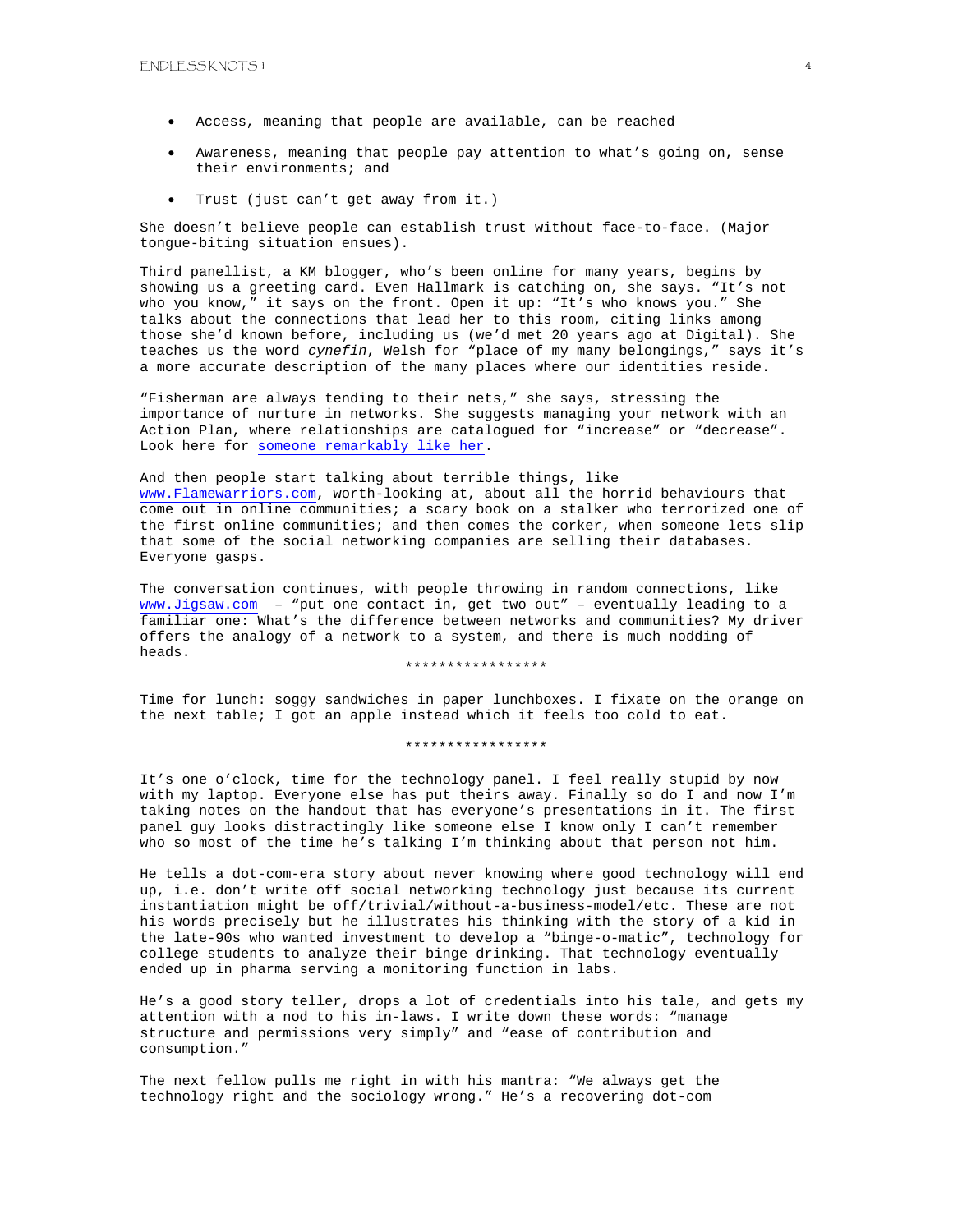- Access, meaning that people are available, can be reached
- Awareness, meaning that people pay attention to what's going on, sense their environments; and
- Trust (just can't get away from it.)

She doesn't believe people can establish trust without face-to-face. (Major tongue-biting situation ensues).

Third panellist, a KM blogger, who's been online for many years, begins by showing us a greeting card. Even Hallmark is catching on, she says. "It's not who you know," it says on the front. Open it up: "It's who knows you." She talks about the connections that lead her to this room, citing links among those she'd known before, including us (we'd met 20 years ago at Digital). She teaches us the word *cynefin*, Welsh for "place of my many belongings," says it's a more accurate description of the many places where our identities reside.

"Fisherman are always tending to their nets," she says, stressing the importance of nurture in networks. She suggests managing your network with an Action Plan, where relationships are catalogued for "increase" or "decrease". Look here for someone remarkably like her.

And then people start talking about terrible things, like www.Flamewarriors.com, worth-looking at, about all the horrid behaviours that come out in online communities; a scary book on a stalker who terrorized one of the first online communities; and then comes the corker, when someone lets slip that some of the social networking companies are selling their databases. Everyone gasps.

The conversation continues, with people throwing in random connections, like www.Jigsaw.com – "put one contact in, get two out" – eventually leading to a familiar one: What's the difference between networks and communities? My driver offers the analogy of a network to a system, and there is much nodding of heads.

*****************

Time for lunch: soggy sandwiches in paper lunchboxes. I fixate on the orange on the next table; I got an apple instead which it feels too cold to eat.

*****************

It's one o'clock, time for the technology panel. I feel really stupid by now with my laptop. Everyone else has put theirs away. Finally so do I and now I'm taking notes on the handout that has everyone's presentations in it. The first panel guy looks distractingly like someone else I know only I can't remember who so most of the time he's talking I'm thinking about that person not him.

He tells a dot-com-era story about never knowing where good technology will end up, i.e. don't write off social networking technology just because its current instantiation might be off/trivial/without-a-business-model/etc. These are not his words precisely but he illustrates his thinking with the story of a kid in the late-90s who wanted investment to develop a "binge-o-matic", technology for college students to analyze their binge drinking. That technology eventually ended up in pharma serving a monitoring function in labs.

He's a good story teller, drops a lot of credentials into his tale, and gets my attention with a nod to his in-laws. I write down these words: "manage structure and permissions very simply" and "ease of contribution and consumption."

The next fellow pulls me right in with his mantra: "We always get the technology right and the sociology wrong." He's a recovering dot-com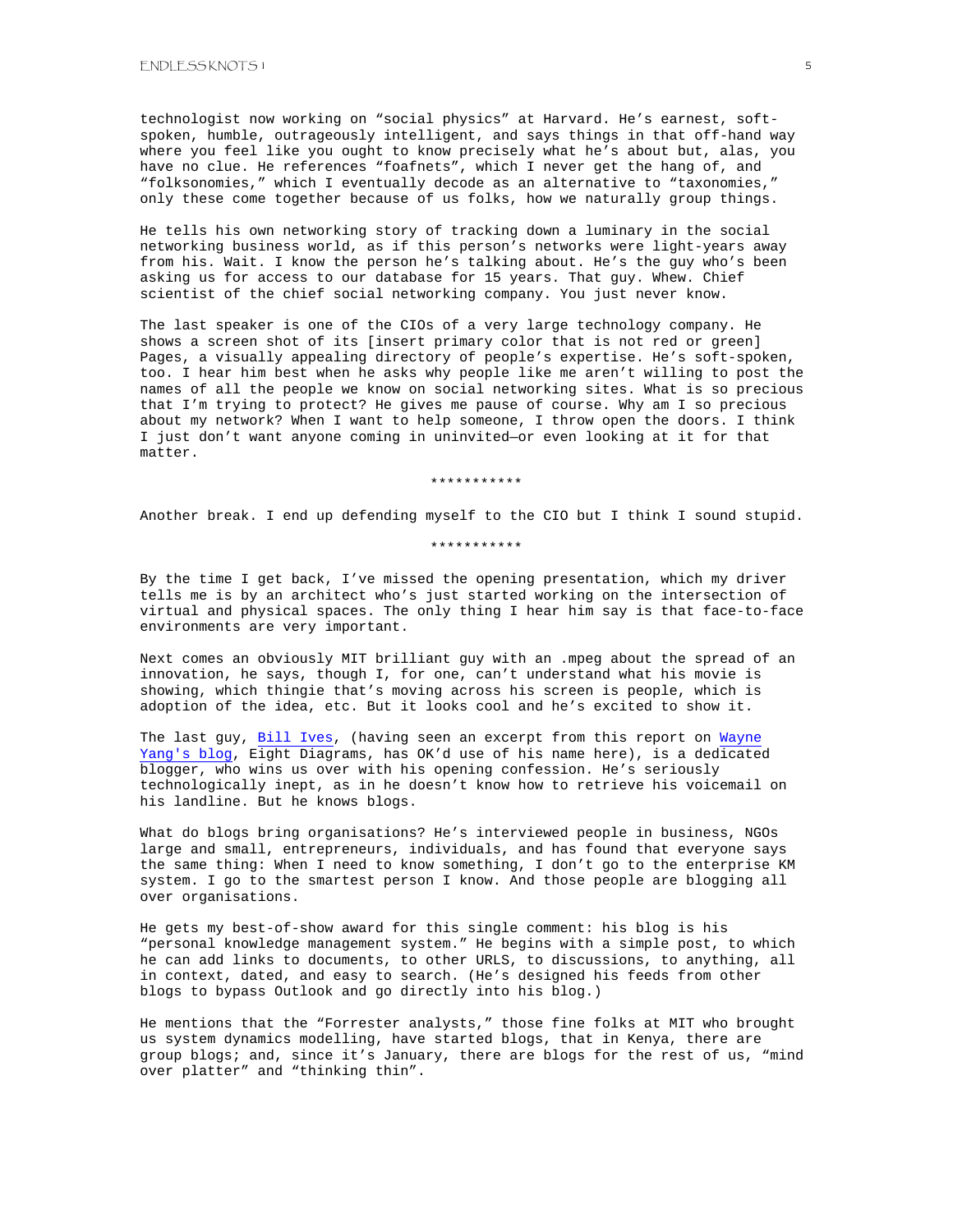technologist now working on “social physics” at Harvard. He’s earnest, soft-spoken, humble, outrageously intelligent, and says things in that off-hand way where you feel like you ought to know precisely what he’s about but, alas, you have no clue. He references “foafnets”, which I never get the hang of, and “folksonomies,” which I eventually decode as an alternative to “taxonomies,” only these come together because of us folks, how we naturally group things.

He tells his own networking story of tracking down a luminary in the social networking business world, as if this person’s networks were light-years away from his. Wait. I know the person he’s talking about. He’s the guy who’s been asking us for access to our database for 15 years. That guy. Whew. Chief scientist of the chief social networking company. You just never know.

The last speaker is one of the CIOs of a very large technology company. He shows a screen shot of its [insert primary color that is not red or green] Pages, a visually appealing directory of people’s expertise. He’s soft-spoken, too. I hear him best when he asks why people like me aren’t willing to post the names of all the people we know on social networking sites. What is so precious that I’m trying to protect? He gives me pause of course. Why am I so precious about my network? When I want to help someone, I throw open the doors. I think I just don’t want anyone coming in uninvited—or even looking at it for that matter.

***********

Another break. I end up defending myself to the CIO but I think I sound stupid.

***********

By the time I get back, I’ve missed the opening presentation, which my driver tells me is by an architect who’s just started working on the intersection of virtual and physical spaces. The only thing I hear him say is that face-to-face environments are very important.

Next comes an obviously MIT brilliant guy with an .mpeg about the spread of an innovation, he says, though I, for one, can’t understand what his movie is showing, which thingie that’s moving across his screen is people, which is adoption of the idea, etc. But it looks cool and he’s excited to show it.

The last guy, Bill Ives, (having seen an excerpt from this report on Wayne Yang's blog, Eight Diagrams, has OK’d use of his name here), is a dedicated blogger, who wins us over with his opening confession. He’s seriously technologically inept, as in he doesn’t know how to retrieve his voicemail on his landline. But he knows blogs.

What do blogs bring organisations? He’s interviewed people in business, NGOs large and small, entrepreneurs, individuals, and has found that everyone says the same thing: When I need to know something, I don’t go to the enterprise KM system. I go to the smartest person I know. And those people are blogging all over organisations.

He gets my best-of-show award for this single comment: his blog is his “personal knowledge management system.” He begins with a simple post, to which he can add links to documents, to other URLS, to discussions, to anything, all in context, dated, and easy to search. (He’s designed his feeds from other blogs to bypass Outlook and go directly into his blog.)

He mentions that the “Forrester analysts,” those fine folks at MIT who brought us system dynamics modelling, have started blogs, that in Kenya, there are group blogs; and, since it’s January, there are blogs for the rest of us, “mind over platter” and “thinking thin”.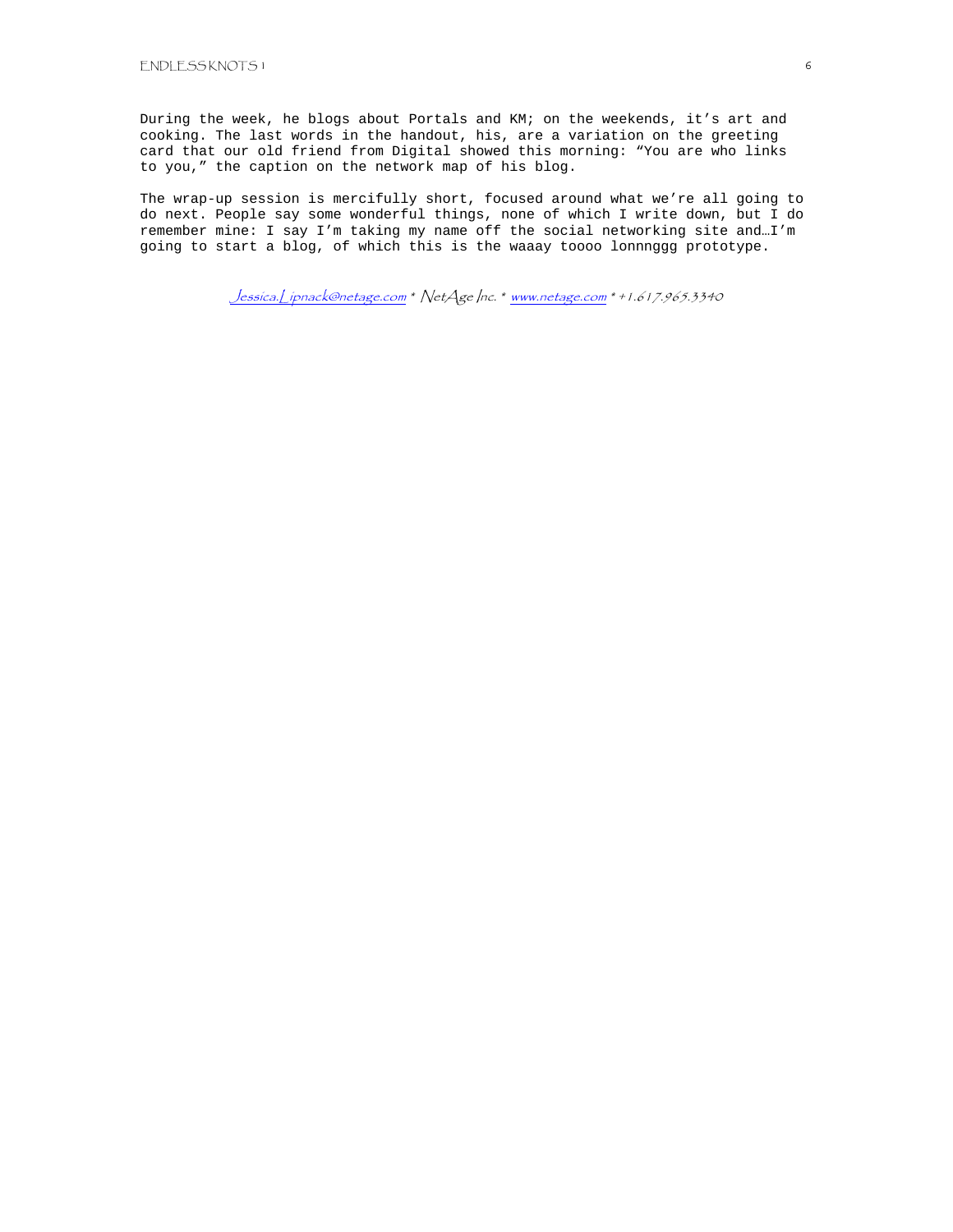During the week, he blogs about Portals and KM; on the weekends, it's art and cooking. The last words in the handout, his, are a variation on the greeting card that our old friend from Digital showed this morning: "You are who links to you," the caption on the network map of his blog.

The wrap-up session is mercifully short, focused around what we're all going to do next. People say some wonderful things, none of which I write down, but I do remember mine: I say I'm taking my name off the social networking site and…I'm going to start a blog, of which this is the waaay toooo lonnnggg prototype.

Jessica.Lipnack@netage.com * NetAge Inc. * www.netage.com * +1.617.965.3340